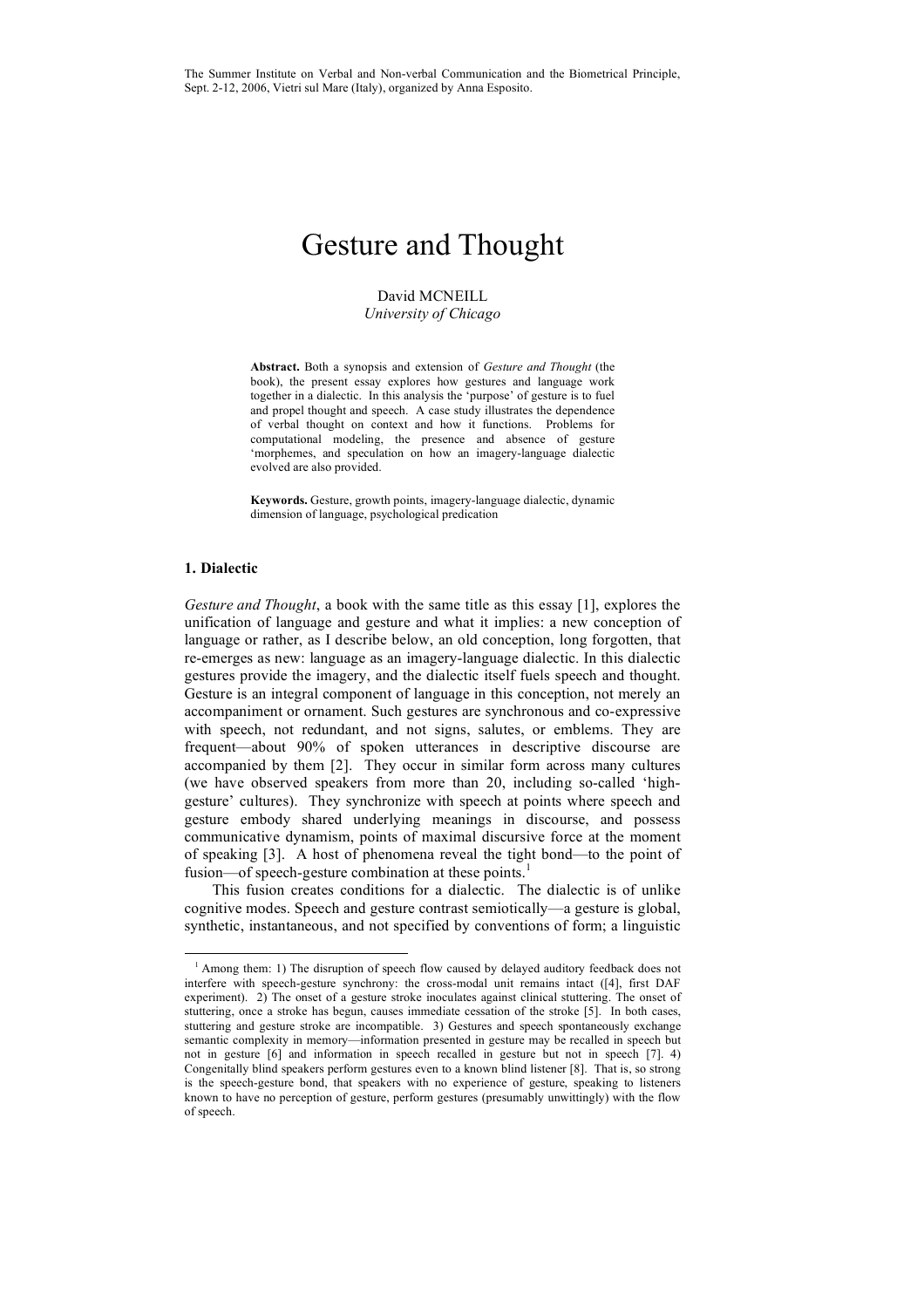The Summer Institute on Verbal and Non-verbal Communication and the Biometrical Principle, Sept. 2-12, 2006, Vietri sul Mare (Italy), organized by Anna Esposito.

# Gesture and Thought

David MCNEILL
*University of Chicago*

**Abstract.** Both a synopsis and extension of *Gesture and Thought* (the book), the present essay explores how gestures and language work together in a dialectic. In this analysis the 'purpose' of gesture is to fuel and propel thought and speech. A case study illustrates the dependence of verbal thought on context and how it functions. Problems for computational modeling, the presence and absence of gesture 'morphemes, and speculation on how an imagery-language dialectic evolved are also provided.

**Keywords.** Gesture, growth points, imagery-language dialectic, dynamic dimension of language, psychological predication

## 1. Dialectic

*Gesture and Thought*, a book with the same title as this essay [1], explores the unification of language and gesture and what it implies: a new conception of language or rather, as I describe below, an old conception, long forgotten, that re-emerges as new: language as an imagery-language dialectic. In this dialectic gestures provide the imagery, and the dialectic itself fuels speech and thought. Gesture is an integral component of language in this conception, not merely an accompaniment or ornament. Such gestures are synchronous and co-expressive with speech, not redundant, and not signs, salutes, or emblems. They are frequent—about 90% of spoken utterances in descriptive discourse are accompanied by them [2]. They occur in similar form across many cultures (we have observed speakers from more than 20, including so-called 'high-gesture' cultures). They synchronize with speech at points where speech and gesture embody shared underlying meanings in discourse, and possess communicative dynamism, points of maximal discursive force at the moment of speaking [3]. A host of phenomena reveal the tight bond—to the point of fusion—of speech-gesture combination at these points.[1]

This fusion creates conditions for a dialectic. The dialectic is of unlike cognitive modes. Speech and gesture contrast semiotically—a gesture is global, synthetic, instantaneous, and not specified by conventions of form; a linguistic

[1] Among them: 1) The disruption of speech flow caused by delayed auditory feedback does not interfere with speech-gesture synchrony: the cross-modal unit remains intact ([4], first DAF experiment). 2) The onset of a gesture stroke inoculates against clinical stuttering. The onset of stuttering, once a stroke has begun, causes immediate cessation of the stroke [5]. In both cases, stuttering and gesture stroke are incompatible. 3) Gestures and speech spontaneously exchange semantic complexity in memory—information presented in gesture may be recalled in speech but not in gesture [6] and information in speech recalled in gesture but not in speech [7]. 4) Congenitally blind speakers perform gestures even to a known blind listener [8]. That is, so strong is the speech-gesture bond, that speakers with no experience of gesture, speaking to listeners known to have no perception of gesture, perform gestures (presumably unwittingly) with the flow of speech.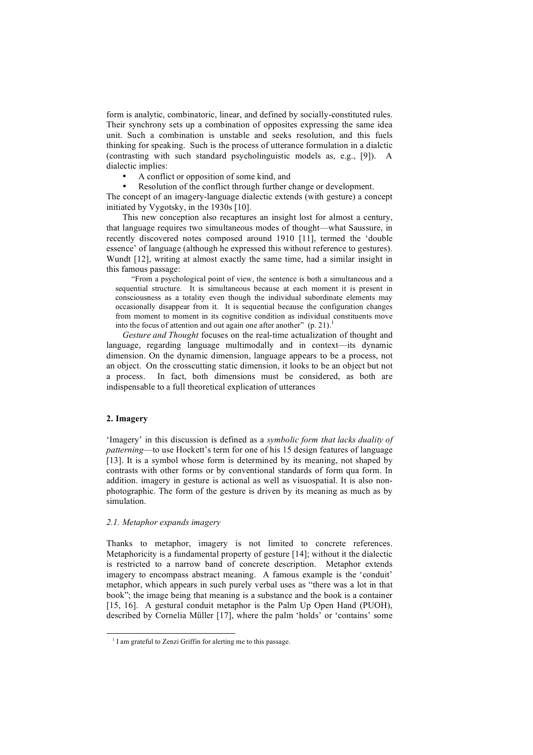form is analytic, combinatoric, linear, and defined by socially-constituted rules. Their synchrony sets up a combination of opposites expressing the same idea unit. Such a combination is unstable and seeks resolution, and this fuels thinking for speaking. Such is the process of utterance formulation in a dialctic (contrasting with such standard psycholinguistic models as, e.g., [9]). A dialectic implies:

- A conflict or opposition of some kind, and
- Resolution of the conflict through further change or development.

The concept of an imagery-language dialectic extends (with gesture) a concept initiated by Vygotsky, in the 1930s [10].

This new conception also recaptures an insight lost for almost a century, that language requires two simultaneous modes of thought—what Saussure, in recently discovered notes composed around 1910 [11], termed the 'double essence' of language (although he expressed this without reference to gestures). Wundt [12], writing at almost exactly the same time, had a similar insight in this famous passage:

> "From a psychological point of view, the sentence is both a simultaneous and a sequential structure. It is simultaneous because at each moment it is present in consciousness as a totality even though the individual subordinate elements may occasionally disappear from it. It is sequential because the configuration changes from moment to moment in its cognitive condition as individual constituents move into the focus of attention and out again one after another" (p. 21).[1]

*Gesture and Thought* focuses on the real-time actualization of thought and language, regarding language multimodally and in context—its dynamic dimension. On the dynamic dimension, language appears to be a process, not an object. On the crosscutting static dimension, it looks to be an object but not a process. In fact, both dimensions must be considered, as both are indispensable to a full theoretical explication of utterances

## 2. Imagery

'Imagery' in this discussion is defined as a *symbolic form that lacks duality of patterning*—to use Hockett's term for one of his 15 design features of language [13]. It is a symbol whose form is determined by its meaning, not shaped by contrasts with other forms or by conventional standards of form qua form. In addition. imagery in gesture is actional as well as visuospatial. It is also non-photographic. The form of the gesture is driven by its meaning as much as by simulation.

### 2.1. Metaphor expands imagery

Thanks to metaphor, imagery is not limited to concrete references. Metaphoricity is a fundamental property of gesture [14]; without it the dialectic is restricted to a narrow band of concrete description. Metaphor extends imagery to encompass abstract meaning. A famous example is the 'conduit' metaphor, which appears in such purely verbal uses as "there was a lot in that book"; the image being that meaning is a substance and the book is a container [15, 16]. A gestural conduit metaphor is the Palm Up Open Hand (PUOH), described by Cornelia Müller [17], where the palm 'holds' or 'contains' some

[1] I am grateful to Zenzi Griffin for alerting me to this passage.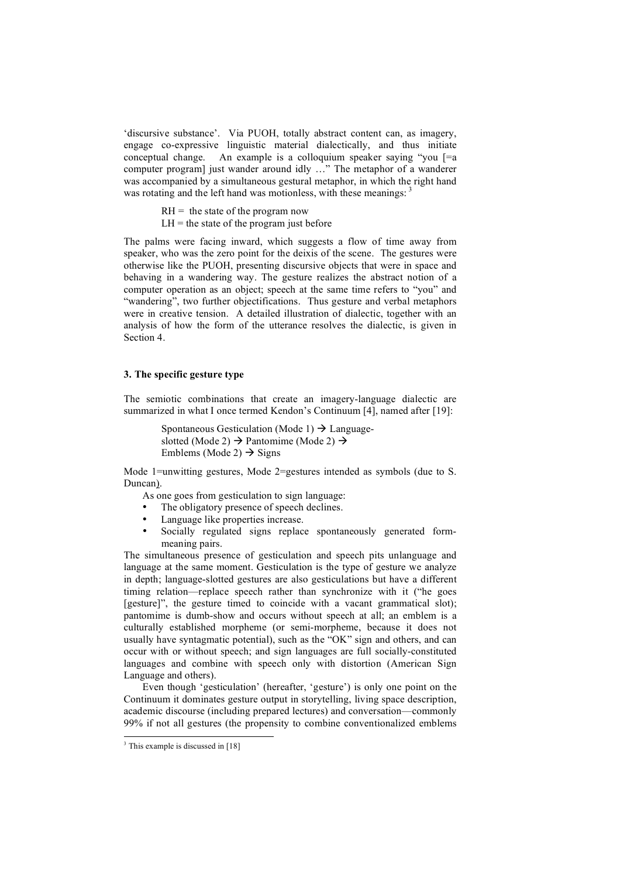'discursive substance'. Via PUOH, totally abstract content can, as imagery, engage co-expressive linguistic material dialectically, and thus initiate conceptual change. An example is a colloquium speaker saying "you [=a computer program] just wander around idly …" The metaphor of a wanderer was accompanied by a simultaneous gestural metaphor, in which the right hand was rotating and the left hand was motionless, with these meanings: [3]

> RH = the state of the program now
> LH = the state of the program just before

The palms were facing inward, which suggests a flow of time away from speaker, who was the zero point for the deixis of the scene. The gestures were otherwise like the PUOH, presenting discursive objects that were in space and behaving in a wandering way. The gesture realizes the abstract notion of a computer operation as an object; speech at the same time refers to "you" and "wandering", two further objectifications. Thus gesture and verbal metaphors were in creative tension. A detailed illustration of dialectic, together with an analysis of how the form of the utterance resolves the dialectic, is given in Section 4.

### 3. The specific gesture type

The semiotic combinations that create an imagery-language dialectic are summarized in what I once termed Kendon's Continuum [4], named after [19]:

> Spontaneous Gesticulation (Mode 1) → Language-slotted (Mode 2) → Pantomime (Mode 2) → Emblems (Mode 2) → Signs

Mode 1=unwitting gestures, Mode 2=gestures intended as symbols (due to S. Duncan).

As one goes from gesticulation to sign language:

- The obligatory presence of speech declines.
- Language like properties increase.
- Socially regulated signs replace spontaneously generated form-meaning pairs.

The simultaneous presence of gesticulation and speech pits unlanguage and language at the same moment. Gesticulation is the type of gesture we analyze in depth; language-slotted gestures are also gesticulations but have a different timing relation—replace speech rather than synchronize with it ("he goes [gesture]", the gesture timed to coincide with a vacant grammatical slot); pantomime is dumb-show and occurs without speech at all; an emblem is a culturally established morpheme (or semi-morpheme, because it does not usually have syntagmatic potential), such as the "OK" sign and others, and can occur with or without speech; and sign languages are full socially-constituted languages and combine with speech only with distortion (American Sign Language and others).

Even though 'gesticulation' (hereafter, 'gesture') is only one point on the Continuum it dominates gesture output in storytelling, living space description, academic discourse (including prepared lectures) and conversation—commonly 99% if not all gestures (the propensity to combine conventionalized emblems

---

[3] This example is discussed in [18]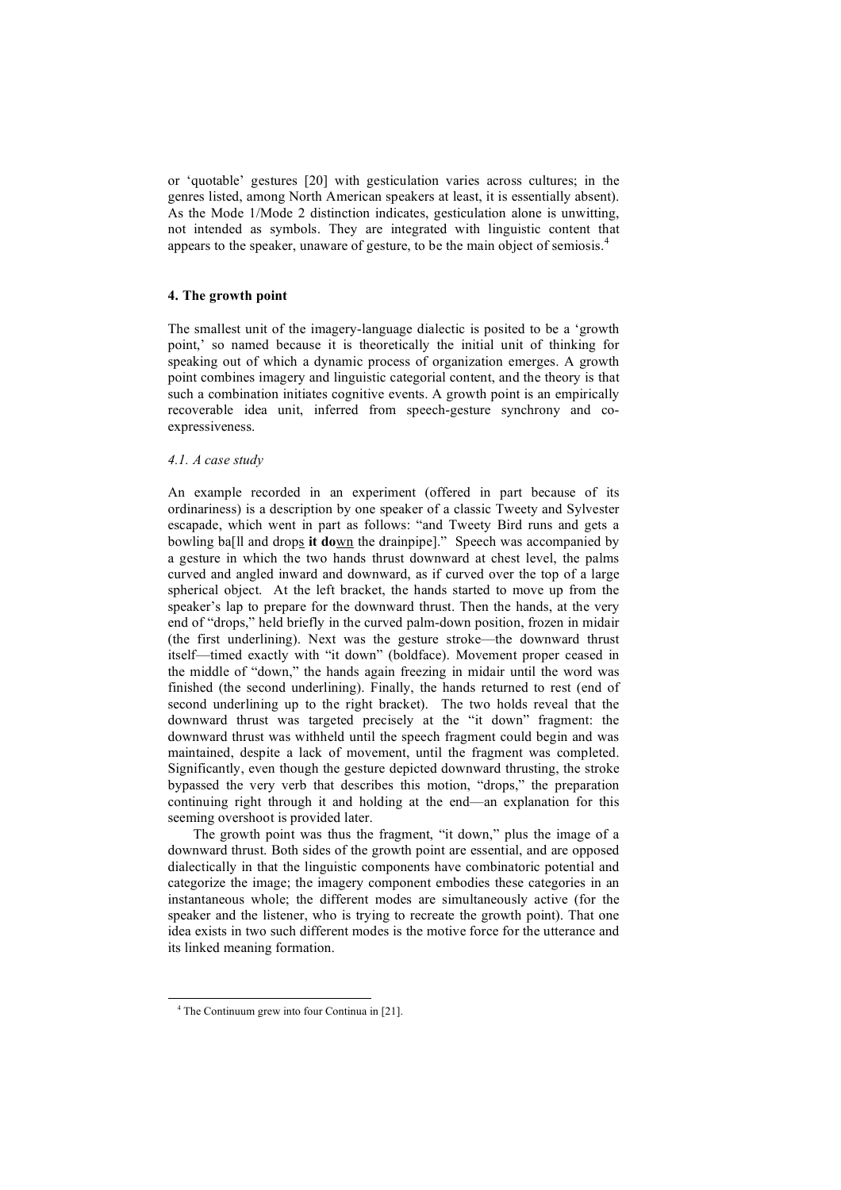or 'quotable' gestures [20] with gesticulation varies across cultures; in the genres listed, among North American speakers at least, it is essentially absent). As the Mode 1/Mode 2 distinction indicates, gesticulation alone is unwitting, not intended as symbols. They are integrated with linguistic content that appears to the speaker, unaware of gesture, to be the main object of semiosis.[4]

## 4. The growth point

The smallest unit of the imagery-language dialectic is posited to be a 'growth point,' so named because it is theoretically the initial unit of thinking for speaking out of which a dynamic process of organization emerges. A growth point combines imagery and linguistic categorial content, and the theory is that such a combination initiates cognitive events. A growth point is an empirically recoverable idea unit, inferred from speech-gesture synchrony and co-expressiveness.

### *4.1. A case study*

An example recorded in an experiment (offered in part because of its ordinariness) is a description by one speaker of a classic Tweety and Sylvester escapade, which went in part as follows: "and Tweety Bird runs and gets a bowling ba[ll and drop<u>s</u> **it do**<u>wn</u> the drainpipe]." Speech was accompanied by a gesture in which the two hands thrust downward at chest level, the palms curved and angled inward and downward, as if curved over the top of a large spherical object. At the left bracket, the hands started to move up from the speaker's lap to prepare for the downward thrust. Then the hands, at the very end of "drops," held briefly in the curved palm-down position, frozen in midair (the first underlining). Next was the gesture stroke—the downward thrust itself—timed exactly with "it down" (boldface). Movement proper ceased in the middle of "down," the hands again freezing in midair until the word was finished (the second underlining). Finally, the hands returned to rest (end of second underlining up to the right bracket). The two holds reveal that the downward thrust was targeted precisely at the "it down" fragment: the downward thrust was withheld until the speech fragment could begin and was maintained, despite a lack of movement, until the fragment was completed. Significantly, even though the gesture depicted downward thrusting, the stroke bypassed the very verb that describes this motion, "drops," the preparation continuing right through it and holding at the end—an explanation for this seeming overshoot is provided later.

The growth point was thus the fragment, "it down," plus the image of a downward thrust. Both sides of the growth point are essential, and are opposed dialectically in that the linguistic components have combinatoric potential and categorize the image; the imagery component embodies these categories in an instantaneous whole; the different modes are simultaneously active (for the speaker and the listener, who is trying to recreate the growth point). That one idea exists in two such different modes is the motive force for the utterance and its linked meaning formation.

---

[4] The Continuum grew into four Continua in [21].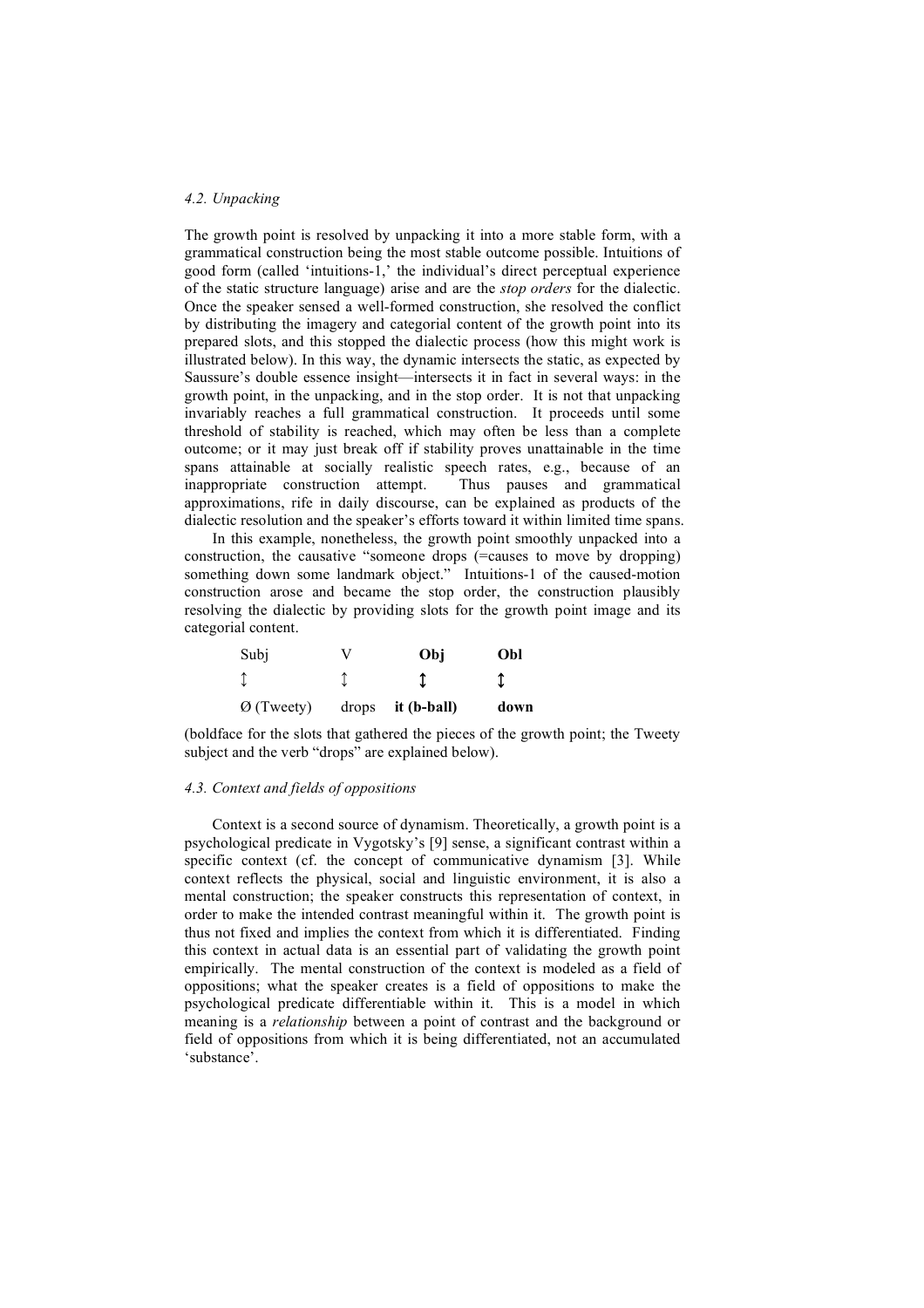### *4.2. Unpacking*

The growth point is resolved by unpacking it into a more stable form, with a grammatical construction being the most stable outcome possible. Intuitions of good form (called 'intuitions-1,' the individual's direct perceptual experience of the static structure language) arise and are the *stop orders* for the dialectic. Once the speaker sensed a well-formed construction, she resolved the conflict by distributing the imagery and categorial content of the growth point into its prepared slots, and this stopped the dialectic process (how this might work is illustrated below). In this way, the dynamic intersects the static, as expected by Saussure's double essence insight—intersects it in fact in several ways: in the growth point, in the unpacking, and in the stop order. It is not that unpacking invariably reaches a full grammatical construction. It proceeds until some threshold of stability is reached, which may often be less than a complete outcome; or it may just break off if stability proves unattainable in the time spans attainable at socially realistic speech rates, e.g., because of an inappropriate construction attempt. Thus pauses and grammatical approximations, rife in daily discourse, can be explained as products of the dialectic resolution and the speaker's efforts toward it within limited time spans.

In this example, nonetheless, the growth point smoothly unpacked into a construction, the causative "someone drops (=causes to move by dropping) something down some landmark object." Intuitions-1 of the caused-motion construction arose and became the stop order, the construction plausibly resolving the dialectic by providing slots for the growth point image and its categorial content.

| Subj | V | **Obj** | **Obl** |
|---|---|---|---|
| ↕ | ↕ | ↕ | ↕ |
| Ø (Tweety) | drops | **it (b-ball)** | **down** |

(boldface for the slots that gathered the pieces of the growth point; the Tweety subject and the verb "drops" are explained below).

### *4.3. Context and fields of oppositions*

Context is a second source of dynamism. Theoretically, a growth point is a psychological predicate in Vygotsky's [9] sense, a significant contrast within a specific context (cf. the concept of communicative dynamism [3]. While context reflects the physical, social and linguistic environment, it is also a mental construction; the speaker constructs this representation of context, in order to make the intended contrast meaningful within it. The growth point is thus not fixed and implies the context from which it is differentiated. Finding this context in actual data is an essential part of validating the growth point empirically. The mental construction of the context is modeled as a field of oppositions; what the speaker creates is a field of oppositions to make the psychological predicate differentiable within it. This is a model in which meaning is a *relationship* between a point of contrast and the background or field of oppositions from which it is being differentiated, not an accumulated 'substance'.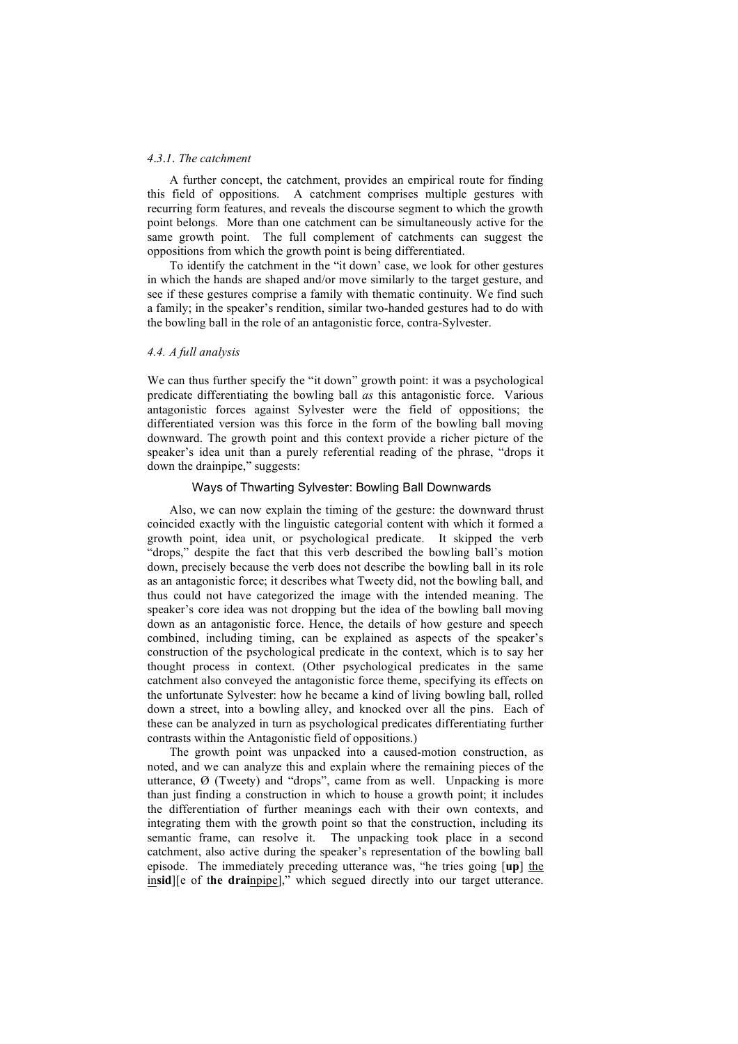#### *4.3.1. The catchment*

A further concept, the catchment, provides an empirical route for finding this field of oppositions. A catchment comprises multiple gestures with recurring form features, and reveals the discourse segment to which the growth point belongs. More than one catchment can be simultaneously active for the same growth point. The full complement of catchments can suggest the oppositions from which the growth point is being differentiated.

To identify the catchment in the "it down' case, we look for other gestures in which the hands are shaped and/or move similarly to the target gesture, and see if these gestures comprise a family with thematic continuity. We find such a family; in the speaker's rendition, similar two-handed gestures had to do with the bowling ball in the role of an antagonistic force, contra-Sylvester.

### *4.4. A full analysis*

We can thus further specify the "it down" growth point: it was a psychological predicate differentiating the bowling ball *as* this antagonistic force. Various antagonistic forces against Sylvester were the field of oppositions; the differentiated version was this force in the form of the bowling ball moving downward. The growth point and this context provide a richer picture of the speaker's idea unit than a purely referential reading of the phrase, "drops it down the drainpipe," suggests:

Ways of Thwarting Sylvester: Bowling Ball Downwards

Also, we can now explain the timing of the gesture: the downward thrust coincided exactly with the linguistic categorial content with which it formed a growth point, idea unit, or psychological predicate. It skipped the verb "drops," despite the fact that this verb described the bowling ball's motion down, precisely because the verb does not describe the bowling ball in its role as an antagonistic force; it describes what Tweety did, not the bowling ball, and thus could not have categorized the image with the intended meaning. The speaker's core idea was not dropping but the idea of the bowling ball moving down as an antagonistic force. Hence, the details of how gesture and speech combined, including timing, can be explained as aspects of the speaker's construction of the psychological predicate in the context, which is to say her thought process in context. (Other psychological predicates in the same catchment also conveyed the antagonistic force theme, specifying its effects on the unfortunate Sylvester: how he became a kind of living bowling ball, rolled down a street, into a bowling alley, and knocked over all the pins. Each of these can be analyzed in turn as psychological predicates differentiating further contrasts within the Antagonistic field of oppositions.)

The growth point was unpacked into a caused-motion construction, as noted, and we can analyze this and explain where the remaining pieces of the utterance, Ø (Tweety) and "drops", came from as well. Unpacking is more than just finding a construction in which to house a growth point; it includes the differentiation of further meanings each with their own contexts, and integrating them with the growth point so that the construction, including its semantic frame, can resolve it. The unpacking took place in a second catchment, also active during the speaker's representation of the bowling ball episode. The immediately preceding utterance was, "he tries going [**up**] <u>the</u> <u>in</u>**sid**][e of t**he drai**<u>npipe</u>]," which segued directly into our target utterance.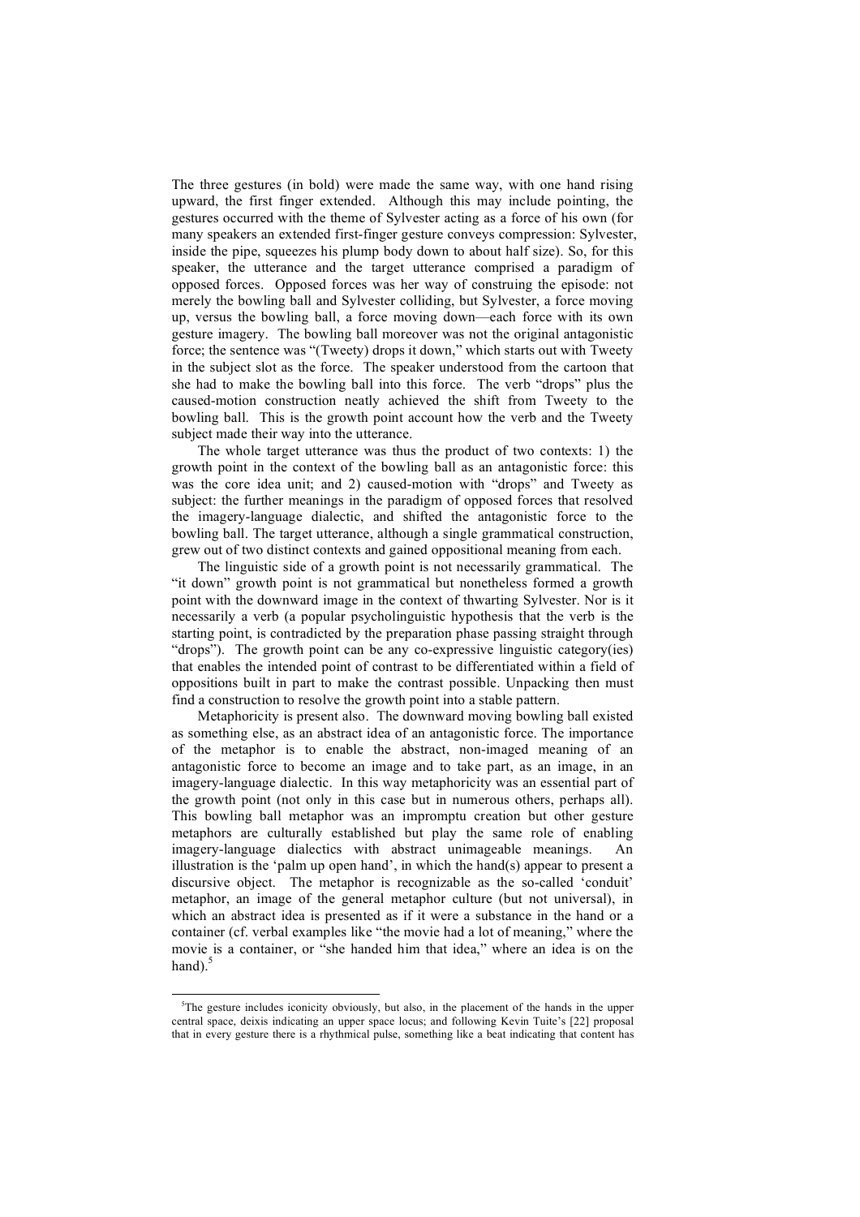The three gestures (in bold) were made the same way, with one hand rising upward, the first finger extended. Although this may include pointing, the gestures occurred with the theme of Sylvester acting as a force of his own (for many speakers an extended first-finger gesture conveys compression: Sylvester, inside the pipe, squeezes his plump body down to about half size). So, for this speaker, the utterance and the target utterance comprised a paradigm of opposed forces. Opposed forces was her way of construing the episode: not merely the bowling ball and Sylvester colliding, but Sylvester, a force moving up, versus the bowling ball, a force moving down—each force with its own gesture imagery. The bowling ball moreover was not the original antagonistic force; the sentence was "(Tweety) drops it down," which starts out with Tweety in the subject slot as the force. The speaker understood from the cartoon that she had to make the bowling ball into this force. The verb "drops" plus the caused-motion construction neatly achieved the shift from Tweety to the bowling ball. This is the growth point account how the verb and the Tweety subject made their way into the utterance.

The whole target utterance was thus the product of two contexts: 1) the growth point in the context of the bowling ball as an antagonistic force: this was the core idea unit; and 2) caused-motion with "drops" and Tweety as subject: the further meanings in the paradigm of opposed forces that resolved the imagery-language dialectic, and shifted the antagonistic force to the bowling ball. The target utterance, although a single grammatical construction, grew out of two distinct contexts and gained oppositional meaning from each.

The linguistic side of a growth point is not necessarily grammatical. The "it down" growth point is not grammatical but nonetheless formed a growth point with the downward image in the context of thwarting Sylvester. Nor is it necessarily a verb (a popular psycholinguistic hypothesis that the verb is the starting point, is contradicted by the preparation phase passing straight through "drops"). The growth point can be any co-expressive linguistic category(ies) that enables the intended point of contrast to be differentiated within a field of oppositions built in part to make the contrast possible. Unpacking then must find a construction to resolve the growth point into a stable pattern.

Metaphoricity is present also. The downward moving bowling ball existed as something else, as an abstract idea of an antagonistic force. The importance of the metaphor is to enable the abstract, non-imaged meaning of an antagonistic force to become an image and to take part, as an image, in an imagery-language dialectic. In this way metaphoricity was an essential part of the growth point (not only in this case but in numerous others, perhaps all). This bowling ball metaphor was an impromptu creation but other gesture metaphors are culturally established but play the same role of enabling imagery-language dialectics with abstract unimageable meanings. An illustration is the 'palm up open hand', in which the hand(s) appear to present a discursive object. The metaphor is recognizable as the so-called 'conduit' metaphor, an image of the general metaphor culture (but not universal), in which an abstract idea is presented as if it were a substance in the hand or a container (cf. verbal examples like "the movie had a lot of meaning," where the movie is a container, or "she handed him that idea," where an idea is on the hand).[5]

[5] The gesture includes iconicity obviously, but also, in the placement of the hands in the upper central space, deixis indicating an upper space locus; and following Kevin Tuite's [22] proposal that in every gesture there is a rhythmical pulse, something like a beat indicating that content has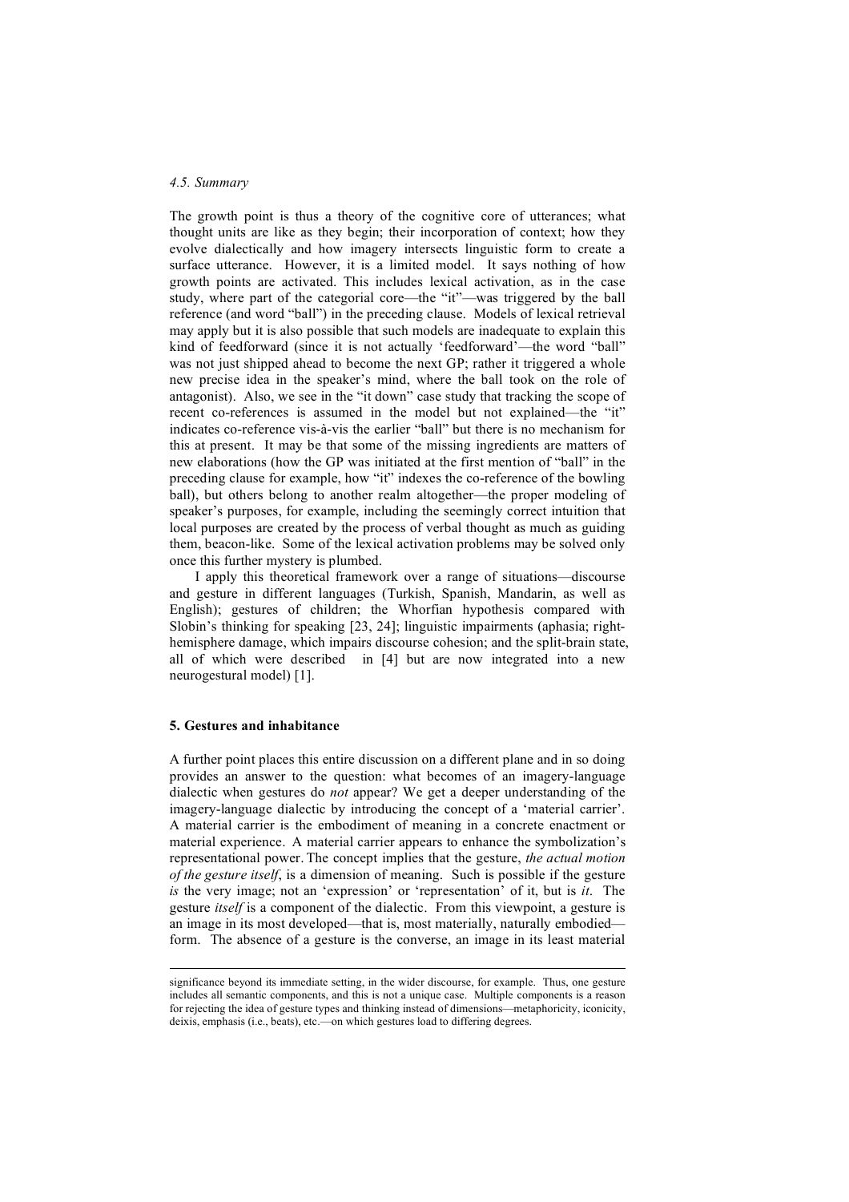### *4.5. Summary*

The growth point is thus a theory of the cognitive core of utterances; what thought units are like as they begin; their incorporation of context; how they evolve dialectically and how imagery intersects linguistic form to create a surface utterance. However, it is a limited model. It says nothing of how growth points are activated. This includes lexical activation, as in the case study, where part of the categorial core—the "it"—was triggered by the ball reference (and word "ball") in the preceding clause. Models of lexical retrieval may apply but it is also possible that such models are inadequate to explain this kind of feedforward (since it is not actually 'feedforward'—the word "ball" was not just shipped ahead to become the next GP; rather it triggered a whole new precise idea in the speaker's mind, where the ball took on the role of antagonist). Also, we see in the "it down" case study that tracking the scope of recent co-references is assumed in the model but not explained—the "it" indicates co-reference vis-à-vis the earlier "ball" but there is no mechanism for this at present. It may be that some of the missing ingredients are matters of new elaborations (how the GP was initiated at the first mention of "ball" in the preceding clause for example, how "it" indexes the co-reference of the bowling ball), but others belong to another realm altogether—the proper modeling of speaker's purposes, for example, including the seemingly correct intuition that local purposes are created by the process of verbal thought as much as guiding them, beacon-like. Some of the lexical activation problems may be solved only once this further mystery is plumbed.

I apply this theoretical framework over a range of situations—discourse and gesture in different languages (Turkish, Spanish, Mandarin, as well as English); gestures of children; the Whorfian hypothesis compared with Slobin's thinking for speaking [23, 24]; linguistic impairments (aphasia; right-hemisphere damage, which impairs discourse cohesion; and the split-brain state, all of which were described in [4] but are now integrated into a new neurogestural model) [1].

## 5. Gestures and inhabitance

A further point places this entire discussion on a different plane and in so doing provides an answer to the question: what becomes of an imagery-language dialectic when gestures do *not* appear? We get a deeper understanding of the imagery-language dialectic by introducing the concept of a 'material carrier'. A material carrier is the embodiment of meaning in a concrete enactment or material experience. A material carrier appears to enhance the symbolization's representational power. The concept implies that the gesture, *the actual motion of the gesture itself*, is a dimension of meaning. Such is possible if the gesture *is* the very image; not an 'expression' or 'representation' of it, but is *it*. The gesture *itself* is a component of the dialectic. From this viewpoint, a gesture is an image in its most developed—that is, most materially, naturally embodied—form. The absence of a gesture is the converse, an image in its least material

---

significance beyond its immediate setting, in the wider discourse, for example. Thus, one gesture includes all semantic components, and this is not a unique case. Multiple components is a reason for rejecting the idea of gesture types and thinking instead of dimensions—metaphoricity, iconicity, deixis, emphasis (i.e., beats), etc.—on which gestures load to differing degrees.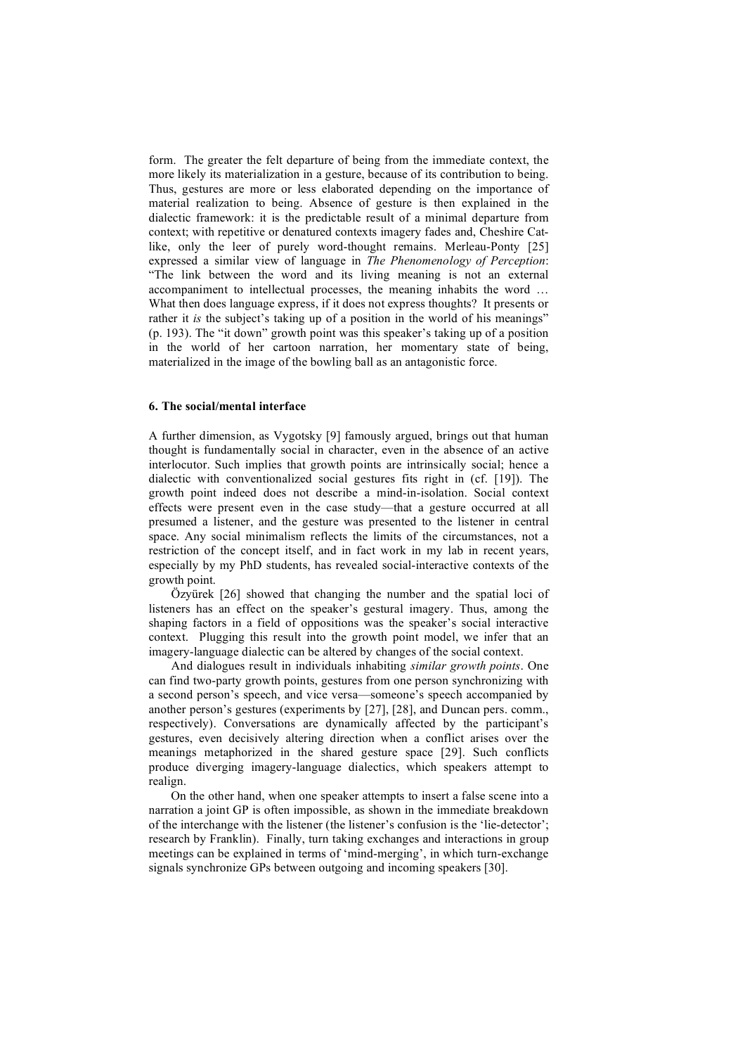form. The greater the felt departure of being from the immediate context, the more likely its materialization in a gesture, because of its contribution to being. Thus, gestures are more or less elaborated depending on the importance of material realization to being. Absence of gesture is then explained in the dialectic framework: it is the predictable result of a minimal departure from context; with repetitive or denatured contexts imagery fades and, Cheshire Cat-like, only the leer of purely word-thought remains. Merleau-Ponty [25] expressed a similar view of language in *The Phenomenology of Perception*: "The link between the word and its living meaning is not an external accompaniment to intellectual processes, the meaning inhabits the word … What then does language express, if it does not express thoughts? It presents or rather it *is* the subject's taking up of a position in the world of his meanings" (p. 193). The "it down" growth point was this speaker's taking up of a position in the world of her cartoon narration, her momentary state of being, materialized in the image of the bowling ball as an antagonistic force.

### 6. The social/mental interface

A further dimension, as Vygotsky [9] famously argued, brings out that human thought is fundamentally social in character, even in the absence of an active interlocutor. Such implies that growth points are intrinsically social; hence a dialectic with conventionalized social gestures fits right in (cf. [19]). The growth point indeed does not describe a mind-in-isolation. Social context effects were present even in the case study—that a gesture occurred at all presumed a listener, and the gesture was presented to the listener in central space. Any social minimalism reflects the limits of the circumstances, not a restriction of the concept itself, and in fact work in my lab in recent years, especially by my PhD students, has revealed social-interactive contexts of the growth point.

Özyürek [26] showed that changing the number and the spatial loci of listeners has an effect on the speaker's gestural imagery. Thus, among the shaping factors in a field of oppositions was the speaker's social interactive context. Plugging this result into the growth point model, we infer that an imagery-language dialectic can be altered by changes of the social context.

And dialogues result in individuals inhabiting *similar growth points*. One can find two-party growth points, gestures from one person synchronizing with a second person's speech, and vice versa—someone's speech accompanied by another person's gestures (experiments by [27], [28], and Duncan pers. comm., respectively). Conversations are dynamically affected by the participant's gestures, even decisively altering direction when a conflict arises over the meanings metaphorized in the shared gesture space [29]. Such conflicts produce diverging imagery-language dialectics, which speakers attempt to realign.

On the other hand, when one speaker attempts to insert a false scene into a narration a joint GP is often impossible, as shown in the immediate breakdown of the interchange with the listener (the listener's confusion is the 'lie-detector'; research by Franklin). Finally, turn taking exchanges and interactions in group meetings can be explained in terms of 'mind-merging', in which turn-exchange signals synchronize GPs between outgoing and incoming speakers [30].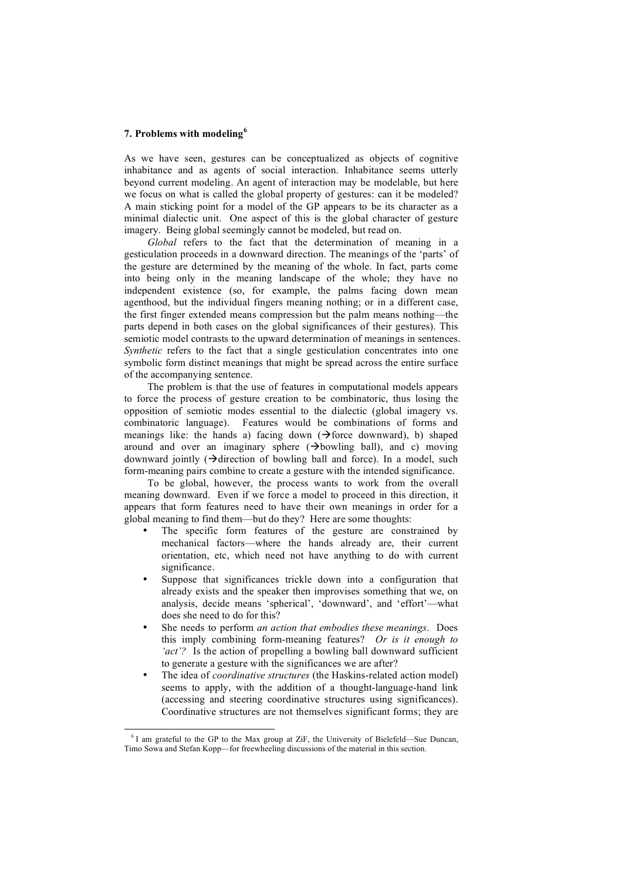### 7. Problems with modeling[6]

As we have seen, gestures can be conceptualized as objects of cognitive inhabitance and as agents of social interaction. Inhabitance seems utterly beyond current modeling. An agent of interaction may be modelable, but here we focus on what is called the global property of gestures: can it be modeled? A main sticking point for a model of the GP appears to be its character as a minimal dialectic unit. One aspect of this is the global character of gesture imagery. Being global seemingly cannot be modeled, but read on.

*Global* refers to the fact that the determination of meaning in a gesticulation proceeds in a downward direction. The meanings of the 'parts' of the gesture are determined by the meaning of the whole. In fact, parts come into being only in the meaning landscape of the whole; they have no independent existence (so, for example, the palms facing down mean agenthood, but the individual fingers meaning nothing; or in a different case, the first finger extended means compression but the palm means nothing—the parts depend in both cases on the global significances of their gestures). This semiotic model contrasts to the upward determination of meanings in sentences. *Synthetic* refers to the fact that a single gesticulation concentrates into one symbolic form distinct meanings that might be spread across the entire surface of the accompanying sentence.

The problem is that the use of features in computational models appears to force the process of gesture creation to be combinatoric, thus losing the opposition of semiotic modes essential to the dialectic (global imagery vs. combinatoric language). Features would be combinations of forms and meanings like: the hands a) facing down (→force downward), b) shaped around and over an imaginary sphere (→bowling ball), and c) moving downward jointly (→direction of bowling ball and force). In a model, such form-meaning pairs combine to create a gesture with the intended significance.

To be global, however, the process wants to work from the overall meaning downward. Even if we force a model to proceed in this direction, it appears that form features need to have their own meanings in order for a global meaning to find them—but do they? Here are some thoughts:

- The specific form features of the gesture are constrained by mechanical factors—where the hands already are, their current orientation, etc, which need not have anything to do with current significance.
- Suppose that significances trickle down into a configuration that already exists and the speaker then improvises something that we, on analysis, decide means 'spherical', 'downward', and 'effort'—what does she need to do for this?
- She needs to perform *an action that embodies these meanings*. Does this imply combining form-meaning features? *Or is it enough to 'act'?* Is the action of propelling a bowling ball downward sufficient to generate a gesture with the significances we are after?
- The idea of *coordinative structures* (the Haskins-related action model) seems to apply, with the addition of a thought-language-hand link (accessing and steering coordinative structures using significances). Coordinative structures are not themselves significant forms; they are

[6] I am grateful to the GP to the Max group at ZiF, the University of Bielefeld—Sue Duncan, Timo Sowa and Stefan Kopp—for freewheeling discussions of the material in this section.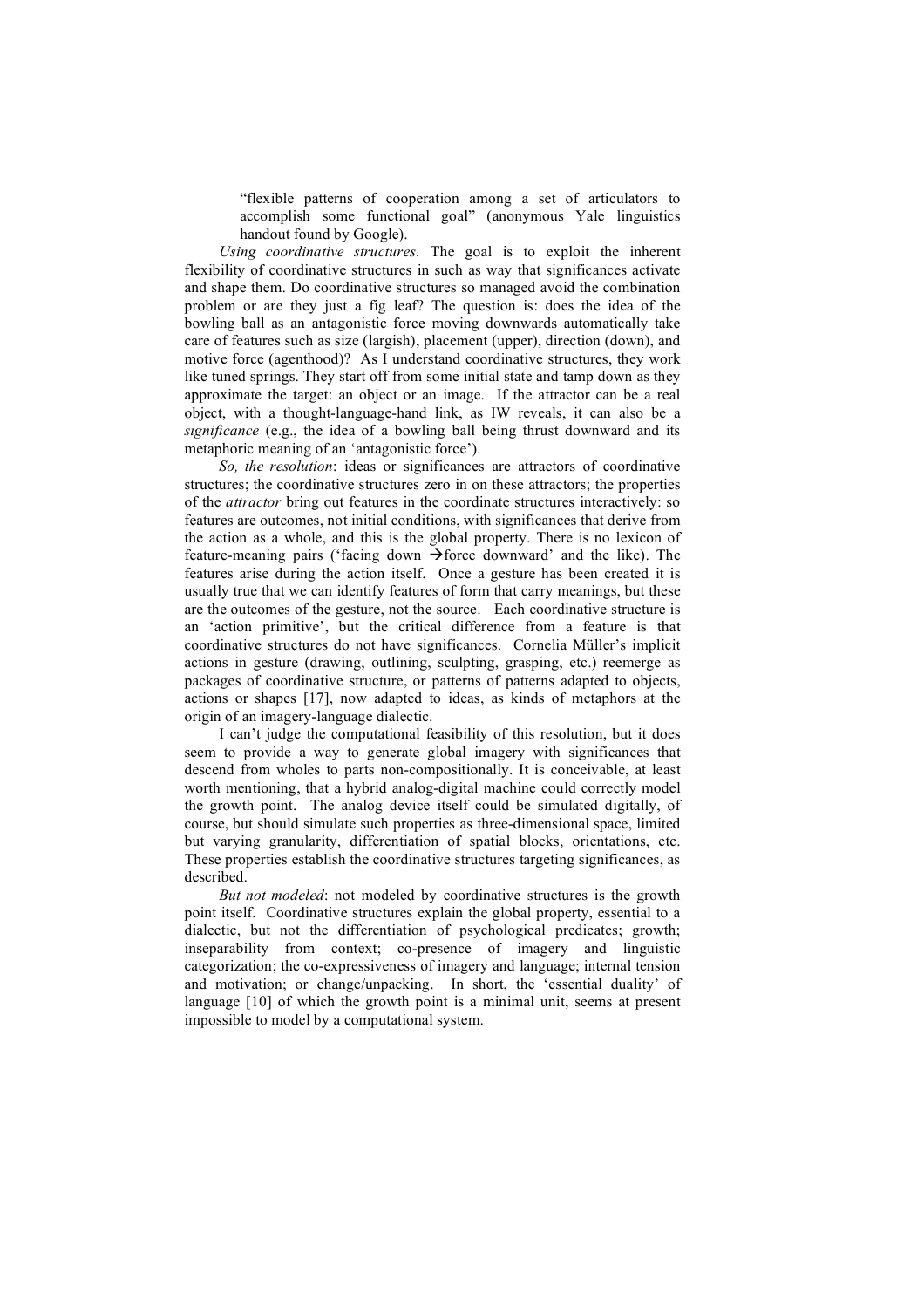> "flexible patterns of cooperation among a set of articulators to accomplish some functional goal" (anonymous Yale linguistics handout found by Google).

*Using coordinative structures*. The goal is to exploit the inherent flexibility of coordinative structures in such as way that significances activate and shape them. Do coordinative structures so managed avoid the combination problem or are they just a fig leaf? The question is: does the idea of the bowling ball as an antagonistic force moving downwards automatically take care of features such as size (largish), placement (upper), direction (down), and motive force (agenthood)? As I understand coordinative structures, they work like tuned springs. They start off from some initial state and tamp down as they approximate the target: an object or an image. If the attractor can be a real object, with a thought-language-hand link, as IW reveals, it can also be a *significance* (e.g., the idea of a bowling ball being thrust downward and its metaphoric meaning of an 'antagonistic force').

*So, the resolution*: ideas or significances are attractors of coordinative structures; the coordinative structures zero in on these attractors; the properties of the *attractor* bring out features in the coordinate structures interactively: so features are outcomes, not initial conditions, with significances that derive from the action as a whole, and this is the global property. There is no lexicon of feature-meaning pairs ('facing down →force downward' and the like). The features arise during the action itself. Once a gesture has been created it is usually true that we can identify features of form that carry meanings, but these are the outcomes of the gesture, not the source. Each coordinative structure is an 'action primitive', but the critical difference from a feature is that coordinative structures do not have significances. Cornelia Müller's implicit actions in gesture (drawing, outlining, sculpting, grasping, etc.) reemerge as packages of coordinative structure, or patterns of patterns adapted to objects, actions or shapes [17], now adapted to ideas, as kinds of metaphors at the origin of an imagery-language dialectic.

I can't judge the computational feasibility of this resolution, but it does seem to provide a way to generate global imagery with significances that descend from wholes to parts non-compositionally. It is conceivable, at least worth mentioning, that a hybrid analog-digital machine could correctly model the growth point. The analog device itself could be simulated digitally, of course, but should simulate such properties as three-dimensional space, limited but varying granularity, differentiation of spatial blocks, orientations, etc. These properties establish the coordinative structures targeting significances, as described.

*But not modeled*: not modeled by coordinative structures is the growth point itself. Coordinative structures explain the global property, essential to a dialectic, but not the differentiation of psychological predicates; growth; inseparability from context; co-presence of imagery and linguistic categorization; the co-expressiveness of imagery and language; internal tension and motivation; or change/unpacking. In short, the 'essential duality' of language [10] of which the growth point is a minimal unit, seems at present impossible to model by a computational system.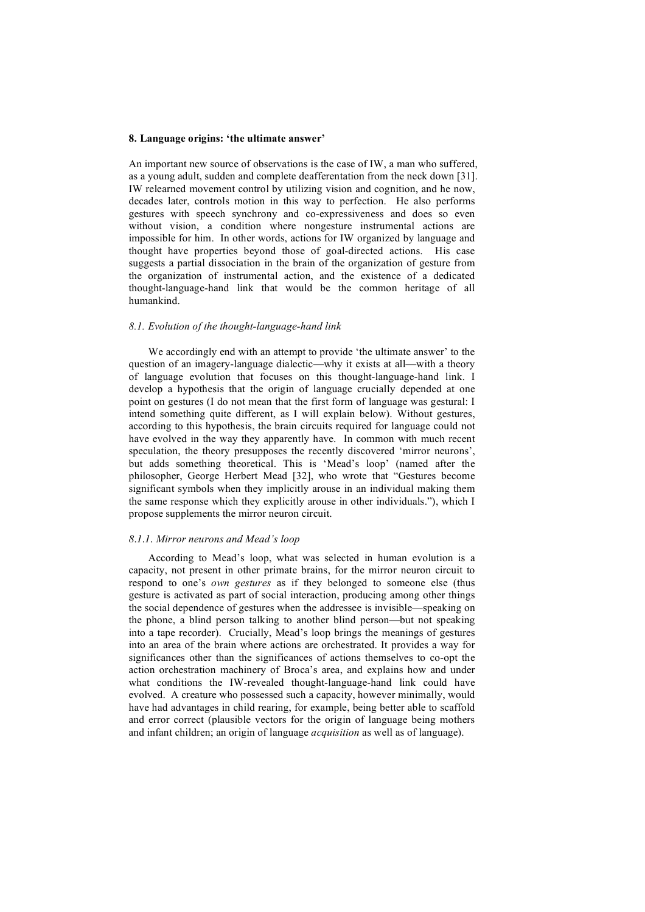## 8. Language origins: 'the ultimate answer'

An important new source of observations is the case of IW, a man who suffered, as a young adult, sudden and complete deafferentation from the neck down [31]. IW relearned movement control by utilizing vision and cognition, and he now, decades later, controls motion in this way to perfection. He also performs gestures with speech synchrony and co-expressiveness and does so even without vision, a condition where nongesture instrumental actions are impossible for him. In other words, actions for IW organized by language and thought have properties beyond those of goal-directed actions. His case suggests a partial dissociation in the brain of the organization of gesture from the organization of instrumental action, and the existence of a dedicated thought-language-hand link that would be the common heritage of all humankind.

### *8.1. Evolution of the thought-language-hand link*

We accordingly end with an attempt to provide 'the ultimate answer' to the question of an imagery-language dialectic—why it exists at all—with a theory of language evolution that focuses on this thought-language-hand link. I develop a hypothesis that the origin of language crucially depended at one point on gestures (I do not mean that the first form of language was gestural: I intend something quite different, as I will explain below). Without gestures, according to this hypothesis, the brain circuits required for language could not have evolved in the way they apparently have. In common with much recent speculation, the theory presupposes the recently discovered 'mirror neurons', but adds something theoretical. This is 'Mead's loop' (named after the philosopher, George Herbert Mead [32], who wrote that "Gestures become significant symbols when they implicitly arouse in an individual making them the same response which they explicitly arouse in other individuals."), which I propose supplements the mirror neuron circuit.

#### *8.1.1. Mirror neurons and Mead's loop*

According to Mead's loop, what was selected in human evolution is a capacity, not present in other primate brains, for the mirror neuron circuit to respond to one's *own gestures* as if they belonged to someone else (thus gesture is activated as part of social interaction, producing among other things the social dependence of gestures when the addressee is invisible—speaking on the phone, a blind person talking to another blind person—but not speaking into a tape recorder). Crucially, Mead's loop brings the meanings of gestures into an area of the brain where actions are orchestrated. It provides a way for significances other than the significances of actions themselves to co-opt the action orchestration machinery of Broca's area, and explains how and under what conditions the IW-revealed thought-language-hand link could have evolved. A creature who possessed such a capacity, however minimally, would have had advantages in child rearing, for example, being better able to scaffold and error correct (plausible vectors for the origin of language being mothers and infant children; an origin of language *acquisition* as well as of language).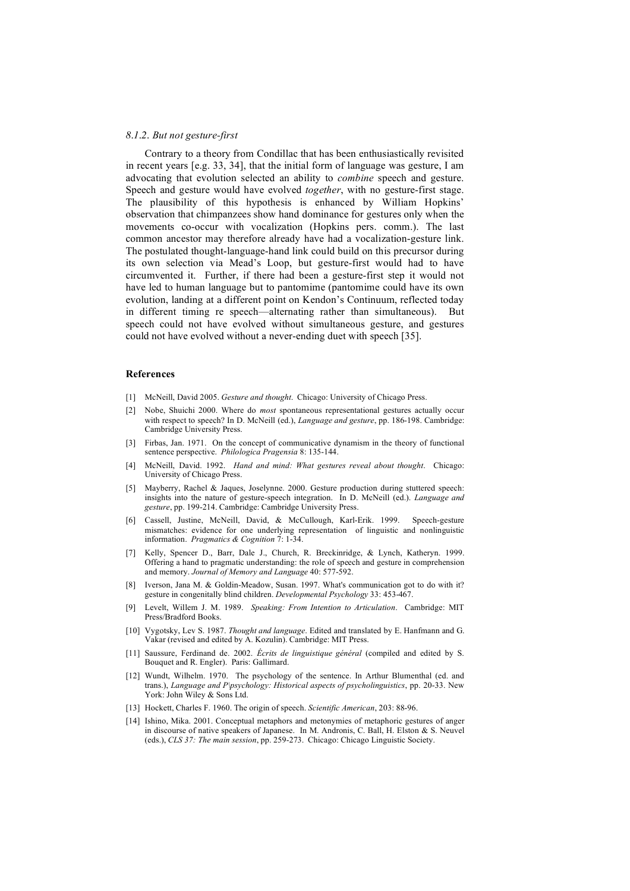#### *8.1.2. But not gesture-first*

Contrary to a theory from Condillac that has been enthusiastically revisited in recent years [e.g. 33, 34], that the initial form of language was gesture, I am advocating that evolution selected an ability to *combine* speech and gesture. Speech and gesture would have evolved *together*, with no gesture-first stage. The plausibility of this hypothesis is enhanced by William Hopkins' observation that chimpanzees show hand dominance for gestures only when the movements co-occur with vocalization (Hopkins pers. comm.). The last common ancestor may therefore already have had a vocalization-gesture link. The postulated thought-language-hand link could build on this precursor during its own selection via Mead's Loop, but gesture-first would had to have circumvented it. Further, if there had been a gesture-first step it would not have led to human language but to pantomime (pantomime could have its own evolution, landing at a different point on Kendon's Continuum, reflected today in different timing re speech—alternating rather than simultaneous). But speech could not have evolved without simultaneous gesture, and gestures could not have evolved without a never-ending duet with speech [35].

### References

[1] McNeill, David 2005. *Gesture and thought*. Chicago: University of Chicago Press.

[2] Nobe, Shuichi 2000. Where do *most* spontaneous representational gestures actually occur with respect to speech? In D. McNeill (ed.), *Language and gesture*, pp. 186-198. Cambridge: Cambridge University Press.

[3] Firbas, Jan. 1971. On the concept of communicative dynamism in the theory of functional sentence perspective. *Philologica Pragensia* 8: 135-144.

[4] McNeill, David. 1992. *Hand and mind: What gestures reveal about thought*. Chicago: University of Chicago Press.

[5] Mayberry, Rachel & Jaques, Joselynne. 2000. Gesture production during stuttered speech: insights into the nature of gesture-speech integration. In D. McNeill (ed.). *Language and gesture*, pp. 199-214. Cambridge: Cambridge University Press.

[6] Cassell, Justine, McNeill, David, & McCullough, Karl-Erik. 1999. Speech-gesture mismatches: evidence for one underlying representation of linguistic and nonlinguistic information. *Pragmatics & Cognition* 7: 1-34.

[7] Kelly, Spencer D., Barr, Dale J., Church, R. Breckinridge, & Lynch, Katheryn. 1999. Offering a hand to pragmatic understanding: the role of speech and gesture in comprehension and memory. *Journal of Memory and Language* 40: 577-592.

[8] Iverson, Jana M. & Goldin-Meadow, Susan. 1997. What's communication got to do with it? gesture in congenitally blind children. *Developmental Psychology* 33: 453-467.

[9] Levelt, Willem J. M. 1989. *Speaking: From Intention to Articulation*. Cambridge: MIT Press/Bradford Books.

[10] Vygotsky, Lev S. 1987. *Thought and language*. Edited and translated by E. Hanfmann and G. Vakar (revised and edited by A. Kozulin). Cambridge: MIT Press.

[11] Saussure, Ferdinand de. 2002. *Écrits de linguistique général* (compiled and edited by S. Bouquet and R. Engler). Paris: Gallimard.

[12] Wundt, Wilhelm. 1970. The psychology of the sentence. In Arthur Blumenthal (ed. and trans.), *Language and P\psychology: Historical aspects of psycholinguistics*, pp. 20-33. New York: John Wiley & Sons Ltd.

[13] Hockett, Charles F. 1960. The origin of speech. *Scientific American*, 203: 88-96.

[14] Ishino, Mika. 2001. Conceptual metaphors and metonymies of metaphoric gestures of anger in discourse of native speakers of Japanese. In M. Andronis, C. Ball, H. Elston & S. Neuvel (eds.), *CLS 37: The main session*, pp. 259-273. Chicago: Chicago Linguistic Society.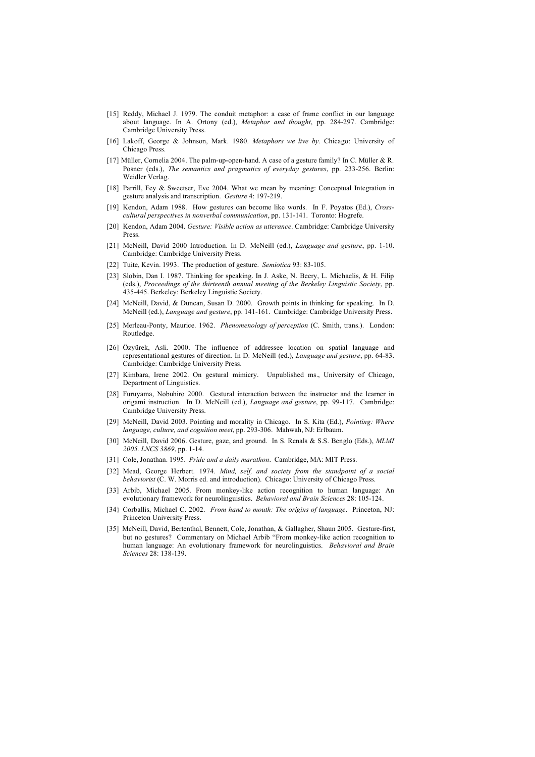[15] Reddy, Michael J. 1979. The conduit metaphor: a case of frame conflict in our language about language. In A. Ortony (ed.), *Metaphor and thought*, pp. 284-297. Cambridge: Cambridge University Press.

[16] Lakoff, George & Johnson, Mark. 1980. *Metaphors we live by*. Chicago: University of Chicago Press.

[17] Müller, Cornelia 2004. The palm-up-open-hand. A case of a gesture family? In C. Müller & R. Posner (eds.), *The semantics and pragmatics of everyday gestures*, pp. 233-256. Berlin: Weidler Verlag.

[18] Parrill, Fey & Sweetser, Eve 2004. What we mean by meaning: Conceptual Integration in gesture analysis and transcription. *Gesture* 4: 197-219.

[19] Kendon, Adam 1988. How gestures can become like words. In F. Poyatos (Ed.), *Cross-cultural perspectives in nonverbal communication*, pp. 131-141. Toronto: Hogrefe.

[20] Kendon, Adam 2004. *Gesture: Visible action as utterance*. Cambridge: Cambridge University Press.

[21] McNeill, David 2000 Introduction. In D. McNeill (ed.), *Language and gesture*, pp. 1-10. Cambridge: Cambridge University Press.

[22] Tuite, Kevin. 1993. The production of gesture. *Semiotica* 93: 83-105.

[23] Slobin, Dan I. 1987. Thinking for speaking. In J. Aske, N. Beery, L. Michaelis, & H. Filip (eds.), *Proceedings of the thirteenth annual meeting of the Berkeley Linguistic Society*, pp. 435-445. Berkeley: Berkeley Linguistic Society.

[24] McNeill, David, & Duncan, Susan D. 2000. Growth points in thinking for speaking. In D. McNeill (ed.), *Language and gesture*, pp. 141-161. Cambridge: Cambridge University Press.

[25] Merleau-Ponty, Maurice. 1962. *Phenomenology of perception* (C. Smith, trans.). London: Routledge.

[26] Özyürek, Asli. 2000. The influence of addressee location on spatial language and representational gestures of direction. In D. McNeill (ed.), *Language and gesture*, pp. 64-83. Cambridge: Cambridge University Press.

[27] Kimbara, Irene 2002. On gestural mimicry. Unpublished ms., University of Chicago, Department of Linguistics.

[28] Furuyama, Nobuhiro 2000. Gestural interaction between the instructor and the learner in origami instruction. In D. McNeill (ed.), *Language and gesture*, pp. 99-117. Cambridge: Cambridge University Press.

[29] McNeill, David 2003. Pointing and morality in Chicago. In S. Kita (Ed.), *Pointing: Where language, culture, and cognition meet*, pp. 293-306. Mahwah, NJ: Erlbaum.

[30] McNeill, David 2006. Gesture, gaze, and ground. In S. Renals & S.S. Benglo (Eds.), *MLMI 2005. LNCS 3869*, pp. 1-14.

[31] Cole, Jonathan. 1995. *Pride and a daily marathon*. Cambridge, MA: MIT Press.

[32] Mead, George Herbert. 1974. *Mind, self, and society from the standpoint of a social behaviorist* (C. W. Morris ed. and introduction). Chicago: University of Chicago Press.

[33] Arbib, Michael 2005. From monkey-like action recognition to human language: An evolutionary framework for neurolinguistics. *Behavioral and Brain Sciences* 28: 105-124.

[34} Corballis, Michael C. 2002. *From hand to mouth: The origins of language*. Princeton, NJ: Princeton University Press.

[35] McNeill, David, Bertenthal, Bennett, Cole, Jonathan, & Gallagher, Shaun 2005. Gesture-first, but no gestures? Commentary on Michael Arbib "From monkey-like action recognition to human language: An evolutionary framework for neurolinguistics. *Behavioral and Brain Sciences* 28: 138-139.